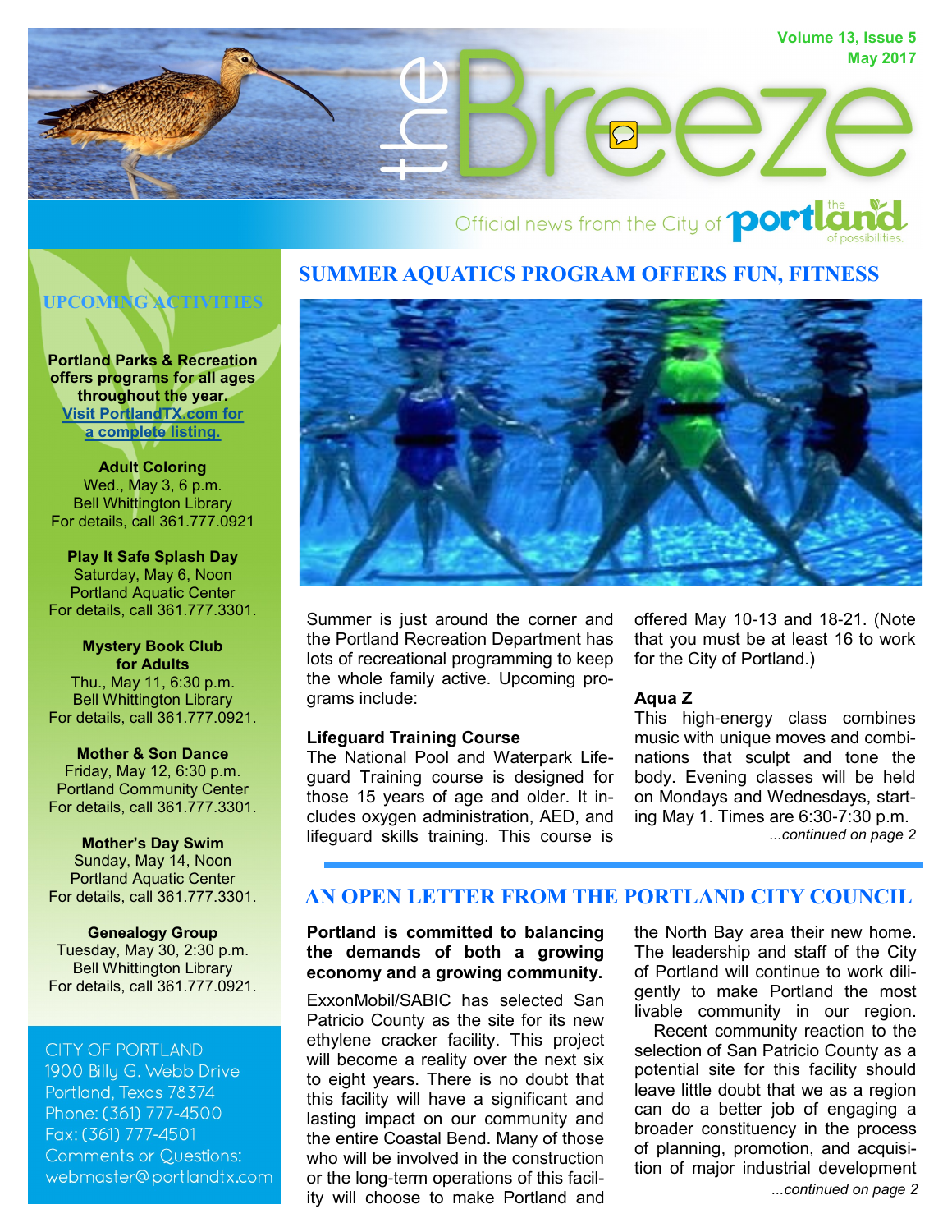# the Breeze

Volume 13, Issue 5
May 2017

Official news from the City of Portland — the land of possibilities.

## SUMMER AQUATICS PROGRAM OFFERS FUN, FITNESS

Summer is just around the corner and the Portland Recreation Department has lots of recreational programming to keep the whole family active. Upcoming programs include:

**Lifeguard Training Course**
The National Pool and Waterpark Lifeguard Training course is designed for those 15 years of age and older. It includes oxygen administration, AED, and lifeguard skills training. This course is offered May 10-13 and 18-21. (Note that you must be at least 16 to work for the City of Portland.)

**Aqua Z**
This high-energy class combines music with unique moves and combinations that sculpt and tone the body. Evening classes will be held on Mondays and Wednesdays, starting May 1. Times are 6:30-7:30 p.m.

*...continued on page 2*

## AN OPEN LETTER FROM THE PORTLAND CITY COUNCIL

**Portland is committed to balancing the demands of both a growing economy and a growing community.**

ExxonMobil/SABIC has selected San Patricio County as the site for its new ethylene cracker facility. This project will become a reality over the next six to eight years. There is no doubt that this facility will have a significant and lasting impact on our community and the entire Coastal Bend. Many of those who will be involved in the construction or the long-term operations of this facility will choose to make Portland and the North Bay area their new home. The leadership and staff of the City of Portland will continue to work diligently to make Portland the most livable community in our region.

Recent community reaction to the selection of San Patricio County as a potential site for this facility should leave little doubt that we as a region can do a better job of engaging a broader constituency in the process of planning, promotion, and acquisition of major industrial development

*...continued on page 2*

## UPCOMING ACTIVITIES

**Portland Parks & Recreation offers programs for all ages throughout the year. Visit PortlandTX.com for a complete listing.**

**Adult Coloring**
Wed., May 3, 6 p.m.
Bell Whittington Library
For details, call 361.777.0921

**Play It Safe Splash Day**
Saturday, May 6, Noon
Portland Aquatic Center
For details, call 361.777.3301.

**Mystery Book Club for Adults**
Thu., May 11, 6:30 p.m.
Bell Whittington Library
For details, call 361.777.0921.

**Mother & Son Dance**
Friday, May 12, 6:30 p.m.
Portland Community Center
For details, call 361.777.3301.

**Mother's Day Swim**
Sunday, May 14, Noon
Portland Aquatic Center
For details, call 361.777.3301.

**Genealogy Group**
Tuesday, May 30, 2:30 p.m.
Bell Whittington Library
For details, call 361.777.0921.

CITY OF PORTLAND
1900 Billy G. Webb Drive
Portland, Texas 78374
Phone: (361) 777-4500
Fax: (361) 777-4501
Comments or Questions:
webmaster@portlandtx.com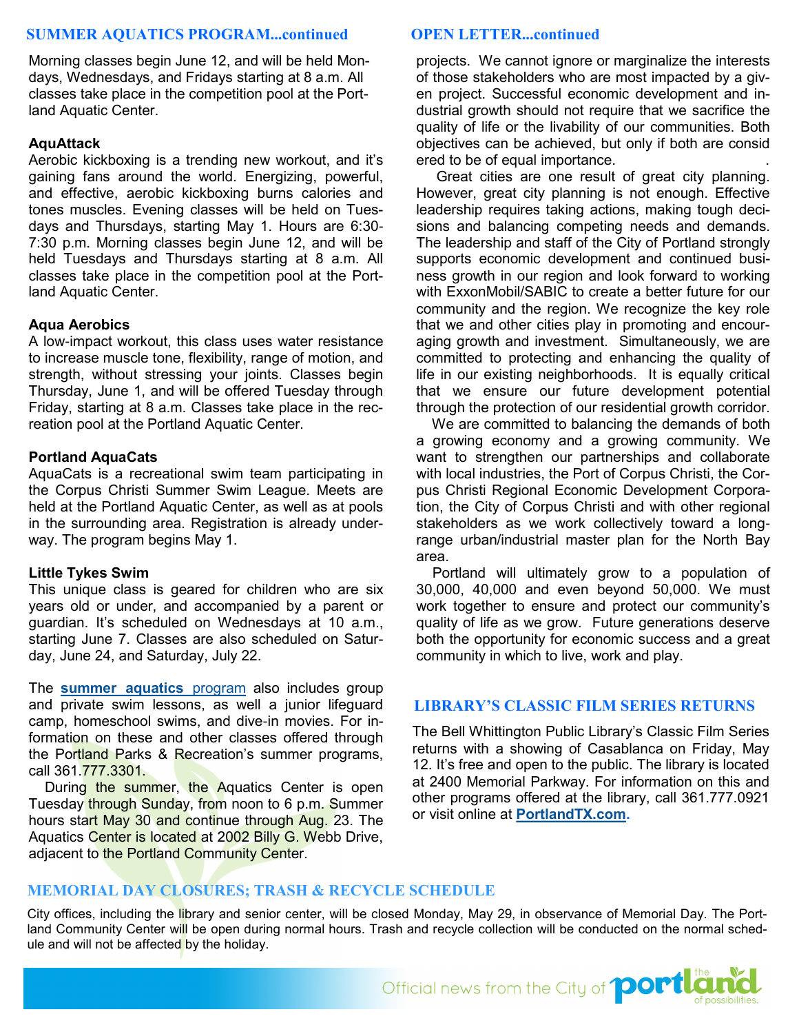## SUMMER AQUATICS PROGRAM...continued

Morning classes begin June 12, and will be held Mondays, Wednesdays, and Fridays starting at 8 a.m. All classes take place in the competition pool at the Portland Aquatic Center.

**AquAttack**
Aerobic kickboxing is a trending new workout, and it's gaining fans around the world. Energizing, powerful, and effective, aerobic kickboxing burns calories and tones muscles. Evening classes will be held on Tuesdays and Thursdays, starting May 1. Hours are 6:30-7:30 p.m. Morning classes begin June 12, and will be held Tuesdays and Thursdays starting at 8 a.m. All classes take place in the competition pool at the Portland Aquatic Center.

**Aqua Aerobics**
A low-impact workout, this class uses water resistance to increase muscle tone, flexibility, range of motion, and strength, without stressing your joints. Classes begin Thursday, June 1, and will be offered Tuesday through Friday, starting at 8 a.m. Classes take place in the recreation pool at the Portland Aquatic Center.

**Portland AquaCats**
AquaCats is a recreational swim team participating in the Corpus Christi Summer Swim League. Meets are held at the Portland Aquatic Center, as well as at pools in the surrounding area. Registration is already underway. The program begins May 1.

**Little Tykes Swim**
This unique class is geared for children who are six years old or under, and accompanied by a parent or guardian. It's scheduled on Wednesdays at 10 a.m., starting June 7. Classes are also scheduled on Saturday, June 24, and Saturday, July 22.

The **summer aquatics** program also includes group and private swim lessons, as well a junior lifeguard camp, homeschool swims, and dive-in movies. For information on these and other classes offered through the Portland Parks & Recreation's summer programs, call 361.777.3301.

During the summer, the Aquatics Center is open Tuesday through Sunday, from noon to 6 p.m. Summer hours start May 30 and continue through Aug. 23. The Aquatics Center is located at 2002 Billy G. Webb Drive, adjacent to the Portland Community Center.

## OPEN LETTER...continued

projects. We cannot ignore or marginalize the interests of those stakeholders who are most impacted by a given project. Successful economic development and industrial growth should not require that we sacrifice the quality of life or the livability of our communities. Both objectives can be achieved, but only if both are considered to be of equal importance.

Great cities are one result of great city planning. However, great city planning is not enough. Effective leadership requires taking actions, making tough decisions and balancing competing needs and demands. The leadership and staff of the City of Portland strongly supports economic development and continued business growth in our region and look forward to working with ExxonMobil/SABIC to create a better future for our community and the region. We recognize the key role that we and other cities play in promoting and encouraging growth and investment. Simultaneously, we are committed to protecting and enhancing the quality of life in our existing neighborhoods. It is equally critical that we ensure our future development potential through the protection of our residential growth corridor.

We are committed to balancing the demands of both a growing economy and a growing community. We want to strengthen our partnerships and collaborate with local industries, the Port of Corpus Christi, the Corpus Christi Regional Economic Development Corporation, the City of Corpus Christi and with other regional stakeholders as we work collectively toward a long-range urban/industrial master plan for the North Bay area.

Portland will ultimately grow to a population of 30,000, 40,000 and even beyond 50,000. We must work together to ensure and protect our community's quality of life as we grow. Future generations deserve both the opportunity for economic success and a great community in which to live, work and play.

## LIBRARY'S CLASSIC FILM SERIES RETURNS

The Bell Whittington Public Library's Classic Film Series returns with a showing of Casablanca on Friday, May 12. It's free and open to the public. The library is located at 2400 Memorial Parkway. For information on this and other programs offered at the library, call 361.777.0921 or visit online at **PortlandTX.com.**

## MEMORIAL DAY CLOSURES; TRASH & RECYCLE SCHEDULE

City offices, including the library and senior center, will be closed Monday, May 29, in observance of Memorial Day. The Portland Community Center will be open during normal hours. Trash and recycle collection will be conducted on the normal schedule and will not be affected by the holiday.